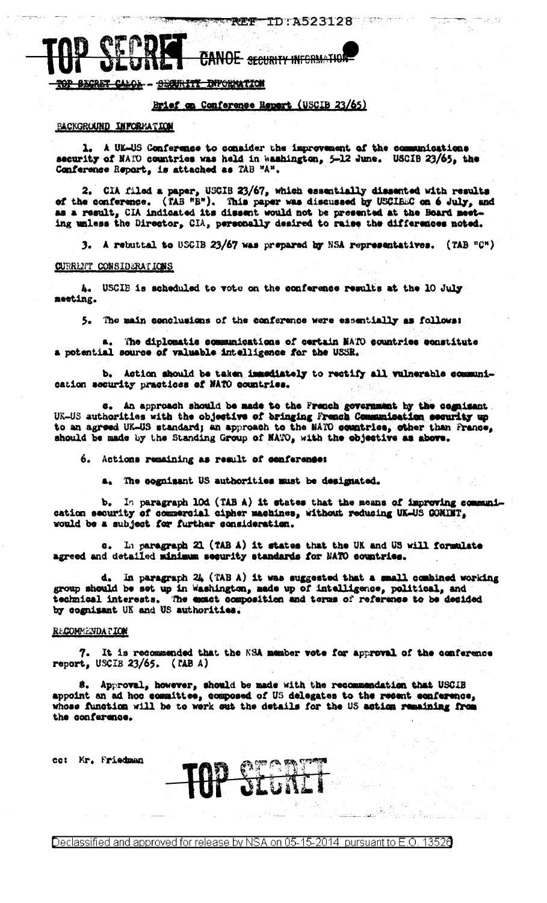REF ID:A523128

TOP SECRET CANOE SECURITY INFORMATION

~~TOP SECRET CANOE - SECURITY INFORMATION~~

## Brief on Conference Report (USCIB 23/65)

### BACKGROUND INFORMATION

1. A UK-US Conference to consider the improvement of the communications security of NATO countries was held in Washington, 5-12 June. USCIB 23/65, the Conference Report, is attached as TAB "A".

2. CIA filed a paper, USCIB 23/67, which essentially dissented with results of the conference. (TAB "B"). This paper was discussed by USCIBEC on 6 July, and as a result, CIA indicated its dissent would not be presented at the Board meeting unless the Director, CIA, personally desired to raise the differences noted.

3. A rebuttal to USCIB 23/67 was prepared by NSA representatives. (TAB "C")

### CURRENT CONSIDERATIONS

4. USCIB is scheduled to vote on the conference results at the 10 July meeting.

5. The main conclusions of the conference were essentially as follows:

a. The diplomatic communications of certain NATO countries constitute a potential source of valuable intelligence for the USSR.

b. Action should be taken immediately to rectify all vulnerable communication security practices of NATO countries.

c. An approach should be made to the French government by the cognizant UK-US authorities with the objective of bringing French Communication security up to an agreed UK-US standard; an approach to the NATO countries, other than France, should be made by the Standing Group of NATO, with the objective as above.

6. Actions remaining as result of conference:

a. The cognizant US authorities must be designated.

b. In paragraph 10d (TAB A) it states that the means of improving communication security of commercial cipher machines, without reducing UK-US COMINT, would be a subject for further consideration.

c. In paragraph 21 (TAB A) it states that the UK and US will formulate agreed and detailed minimum security standards for NATO countries.

d. In paragraph 24 (TAB A) it was suggested that a small combined working group should be set up in Washington, made up of intelligence, political, and technical interests. The exact composition and terms of reference to be decided by cognizant UK and US authorities.

### RECOMMENDATION

7. It is recommended that the NSA member vote for approval of the conference report, USCIB 23/65. (TAB A)

8. Approval, however, should be made with the recommendation that USCIB appoint an ad hoc committee, composed of US delegates to the recent conference, whose function will be to work out the details for the US action remaining from the conference.

cc: Mr. Friedman

TOP SECRET

Declassified and approved for release by NSA on 05-15-2014 pursuant to E.O. 13526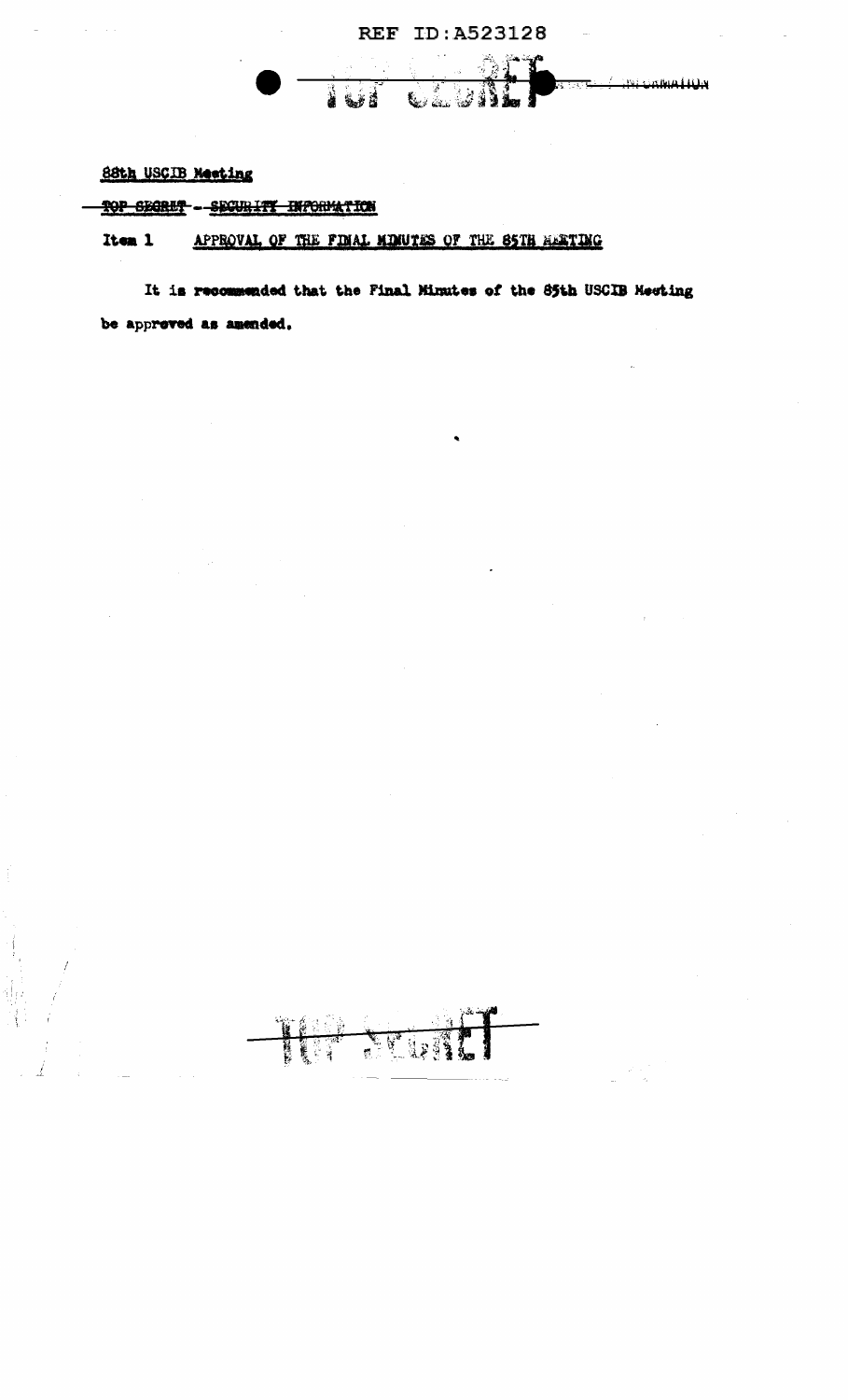88th USCIB Meeting

~~TOP SECRET~~ -- ~~SECURITY INFORMATION~~

**Item 1** APPROVAL OF THE FINAL MINUTES OF THE 85TH MEETING

It is recommended that the Final Minutes of the 85th USCIB Meeting be approved as amended.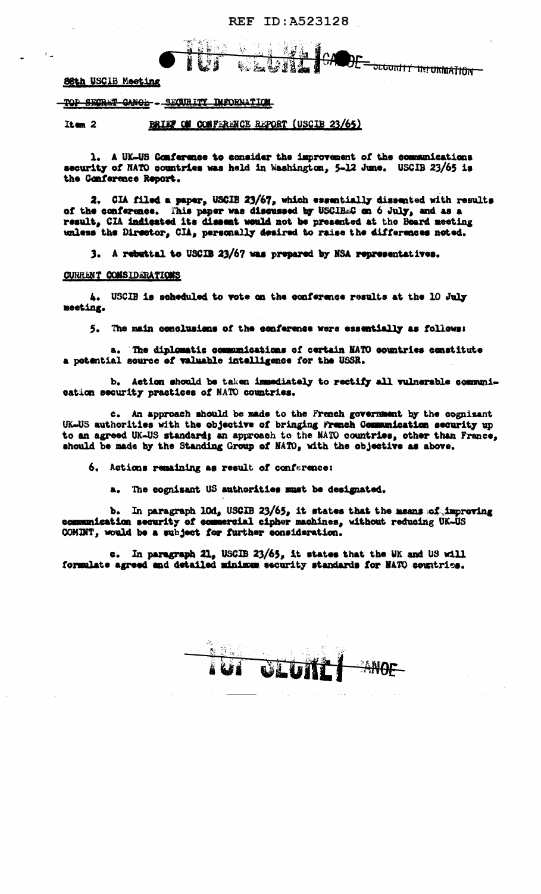86th USCIB Meeting

~~TOP SECRET CANOE~~ - SECURITY INFORMATION

Item 2 **BRIEF ON CONFERENCE REPORT (USCIB 23/65)**

1. A UK-US Conference to consider the improvement of the communications security of NATO countries was held in Washington, 5-12 June. USCIB 23/65 is the Conference Report.

2. CIA filed a paper, USCIB 23/67, which essentially dissented with results of the conference. This paper was discussed by USCIBEC on 6 July, and as a result, CIA indicated its dissent would not be presented at the Board meeting unless the Director, CIA, personally desired to raise the differences noted.

3. A rebuttal to USCIB 23/67 was prepared by NSA representatives.

**CURRENT CONSIDERATIONS**

4. USCIB is scheduled to vote on the conference results at the 10 July meeting.

5. The main conclusions of the conference were essentially as follows:

a. The diplomatic communications of certain NATO countries constitute a potential source of valuable intelligence for the USSR.

b. Action should be taken immediately to rectify all vulnerable communication security practices of NATO countries.

c. An approach should be made to the French government by the cognizant UK-US authorities with the objective of bringing French Communication security up to an agreed UK-US standard; an approach to the NATO countries, other than France, should be made by the Standing Group of NATO, with the objective as above.

6. Actions remaining as result of conference:

a. The cognizant US authorities must be designated.

b. In paragraph 10d, USCIB 23/65, it states that the means of improving communication security of commercial cipher machines, without reducing UK-US COMINT, would be a subject for further consideration.

c. In paragraph 21, USCIB 23/65, it states that the UK and US will formulate agreed and detailed minimum security standards for NATO countries.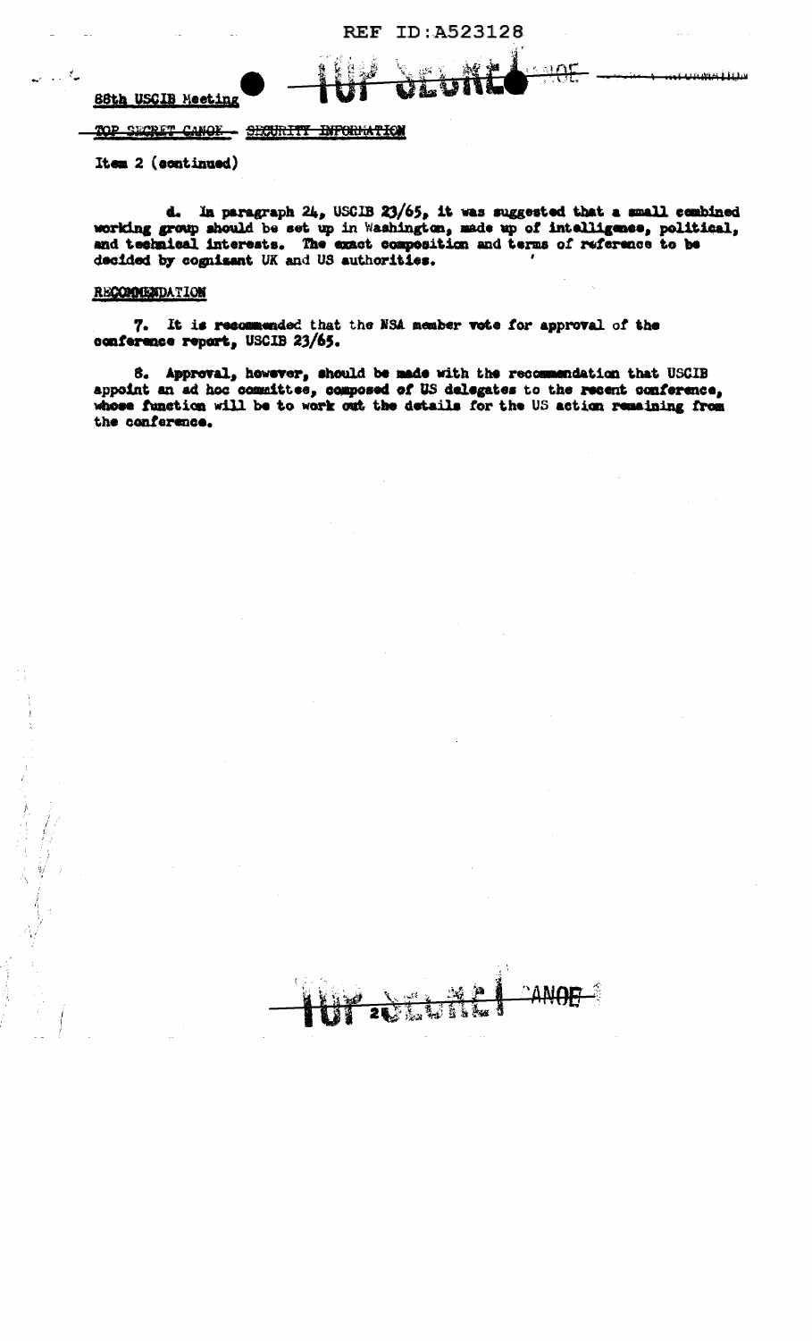88th USCIB Meeting

TOP SECRET CANOE - SECURITY INFORMATION

Item 2 (continued)

d. In paragraph 24, USCIB 23/65, it was suggested that a small combined working group should be set up in Washington, made up of intelligence, political, and technical interests. The exact composition and terms of reference to be decided by cognizant UK and US authorities.

RECOMMENDATION

7. It is recommended that the NSA member vote for approval of the conference report, USCIB 23/65.

8. Approval, however, should be made with the recommendation that USCIB appoint an ad hoc committee, composed of US delegates to the recent conference, whose function will be to work out the details for the US action remaining from the conference.